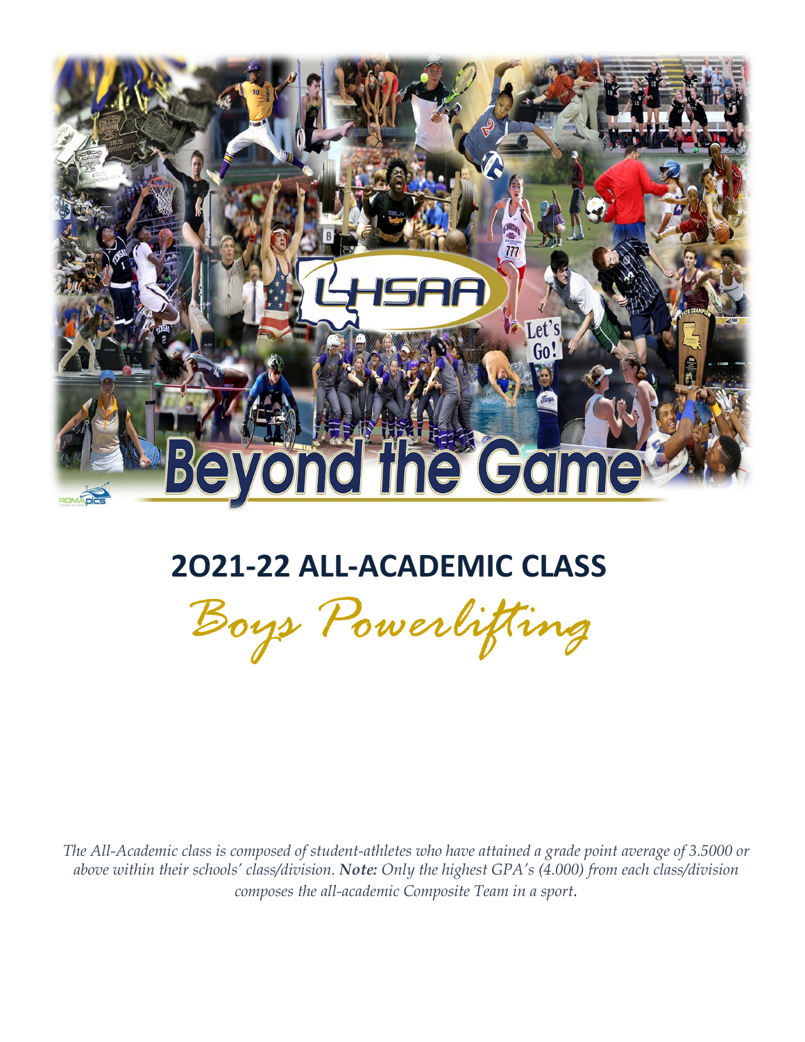## 2O21-22 ALL-ACADEMIC CLASS

*Boys Powerlifting*

*The All-Academic class is composed of student-athletes who have attained a grade point average of 3.5000 or above within their schools' class/division. **Note:** Only the highest GPA's (4.000) from each class/division composes the all-academic Composite Team in a sport.*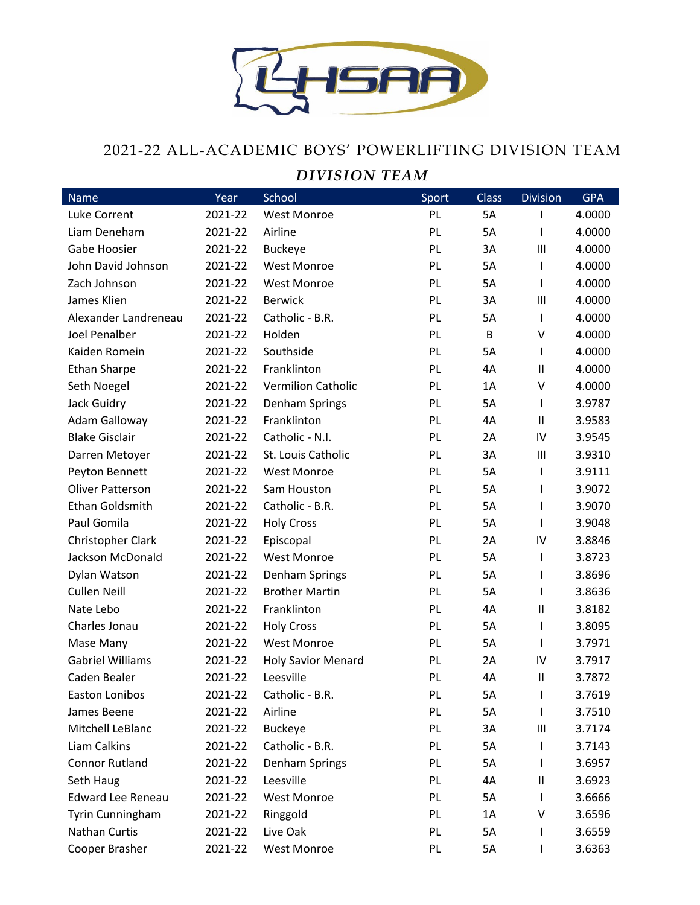## 2021-22 ALL-ACADEMIC BOYS' POWERLIFTING DIVISION TEAM

### *DIVISION TEAM*

| Name | Year | School | Sport | Class | Division | GPA |
|---|---|---|---|---|---|---|
| Luke Corrent | 2021-22 | West Monroe | PL | 5A | I | 4.0000 |
| Liam Deneham | 2021-22 | Airline | PL | 5A | I | 4.0000 |
| Gabe Hoosier | 2021-22 | Buckeye | PL | 3A | III | 4.0000 |
| John David Johnson | 2021-22 | West Monroe | PL | 5A | I | 4.0000 |
| Zach Johnson | 2021-22 | West Monroe | PL | 5A | I | 4.0000 |
| James Klien | 2021-22 | Berwick | PL | 3A | III | 4.0000 |
| Alexander Landreneau | 2021-22 | Catholic - B.R. | PL | 5A | I | 4.0000 |
| Joel Penalber | 2021-22 | Holden | PL | B | V | 4.0000 |
| Kaiden Romein | 2021-22 | Southside | PL | 5A | I | 4.0000 |
| Ethan Sharpe | 2021-22 | Franklinton | PL | 4A | II | 4.0000 |
| Seth Noegel | 2021-22 | Vermilion Catholic | PL | 1A | V | 4.0000 |
| Jack Guidry | 2021-22 | Denham Springs | PL | 5A | I | 3.9787 |
| Adam Galloway | 2021-22 | Franklinton | PL | 4A | II | 3.9583 |
| Blake Gisclair | 2021-22 | Catholic - N.I. | PL | 2A | IV | 3.9545 |
| Darren Metoyer | 2021-22 | St. Louis Catholic | PL | 3A | III | 3.9310 |
| Peyton Bennett | 2021-22 | West Monroe | PL | 5A | I | 3.9111 |
| Oliver Patterson | 2021-22 | Sam Houston | PL | 5A | I | 3.9072 |
| Ethan Goldsmith | 2021-22 | Catholic - B.R. | PL | 5A | I | 3.9070 |
| Paul Gomila | 2021-22 | Holy Cross | PL | 5A | I | 3.9048 |
| Christopher Clark | 2021-22 | Episcopal | PL | 2A | IV | 3.8846 |
| Jackson McDonald | 2021-22 | West Monroe | PL | 5A | I | 3.8723 |
| Dylan Watson | 2021-22 | Denham Springs | PL | 5A | I | 3.8696 |
| Cullen Neill | 2021-22 | Brother Martin | PL | 5A | I | 3.8636 |
| Nate Lebo | 2021-22 | Franklinton | PL | 4A | II | 3.8182 |
| Charles Jonau | 2021-22 | Holy Cross | PL | 5A | I | 3.8095 |
| Mase Many | 2021-22 | West Monroe | PL | 5A | I | 3.7971 |
| Gabriel Williams | 2021-22 | Holy Savior Menard | PL | 2A | IV | 3.7917 |
| Caden Bealer | 2021-22 | Leesville | PL | 4A | II | 3.7872 |
| Easton Lonibos | 2021-22 | Catholic - B.R. | PL | 5A | I | 3.7619 |
| James Beene | 2021-22 | Airline | PL | 5A | I | 3.7510 |
| Mitchell LeBlanc | 2021-22 | Buckeye | PL | 3A | III | 3.7174 |
| Liam Calkins | 2021-22 | Catholic - B.R. | PL | 5A | I | 3.7143 |
| Connor Rutland | 2021-22 | Denham Springs | PL | 5A | I | 3.6957 |
| Seth Haug | 2021-22 | Leesville | PL | 4A | II | 3.6923 |
| Edward Lee Reneau | 2021-22 | West Monroe | PL | 5A | I | 3.6666 |
| Tyrin Cunningham | 2021-22 | Ringgold | PL | 1A | V | 3.6596 |
| Nathan Curtis | 2021-22 | Live Oak | PL | 5A | I | 3.6559 |
| Cooper Brasher | 2021-22 | West Monroe | PL | 5A | I | 3.6363 |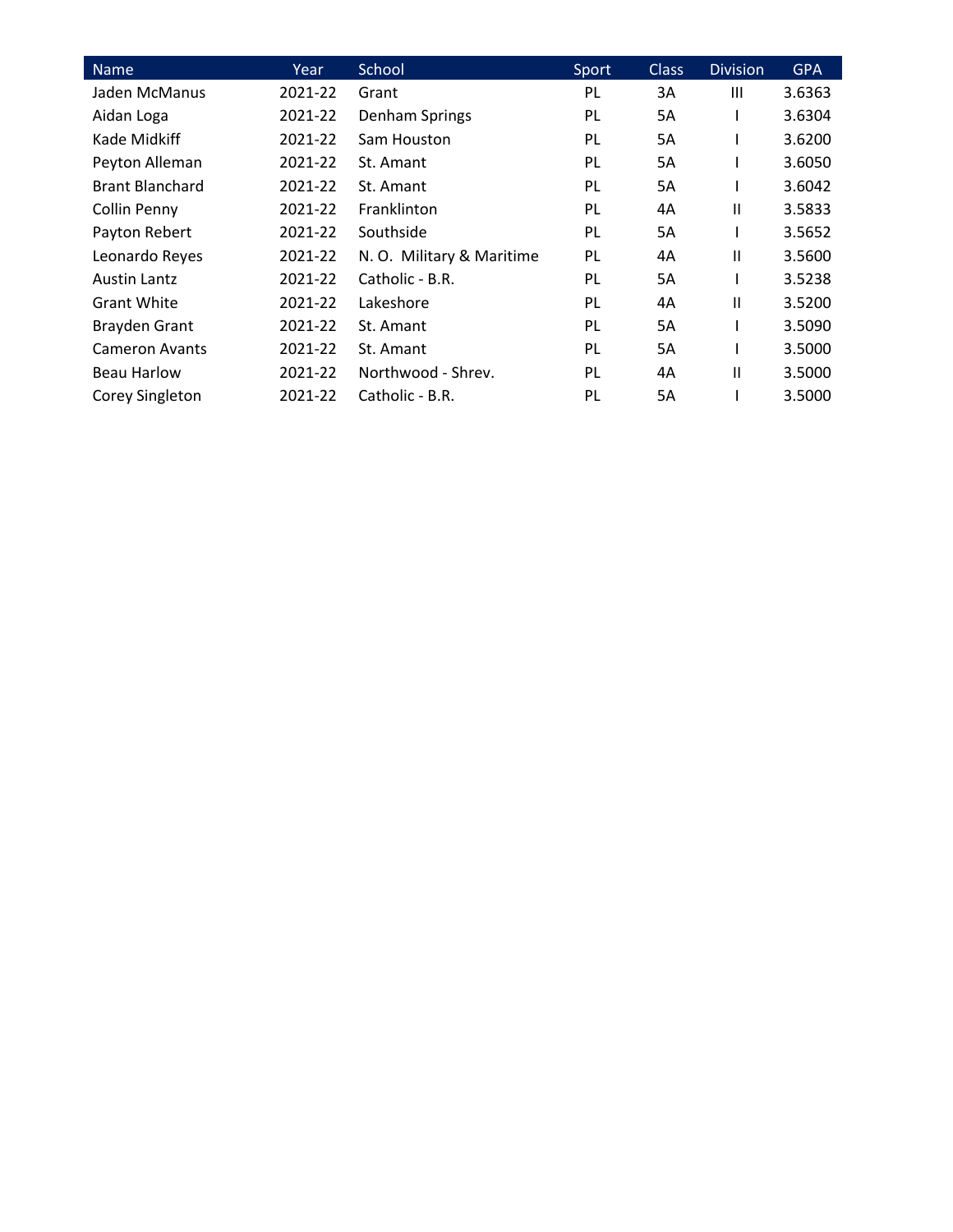| Name | Year | School | Sport | Class | Division | GPA |
| --- | --- | --- | --- | --- | --- | --- |
| Jaden McManus | 2021-22 | Grant | PL | 3A | III | 3.6363 |
| Aidan Loga | 2021-22 | Denham Springs | PL | 5A | I | 3.6304 |
| Kade Midkiff | 2021-22 | Sam Houston | PL | 5A | I | 3.6200 |
| Peyton Alleman | 2021-22 | St. Amant | PL | 5A | I | 3.6050 |
| Brant Blanchard | 2021-22 | St. Amant | PL | 5A | I | 3.6042 |
| Collin Penny | 2021-22 | Franklinton | PL | 4A | II | 3.5833 |
| Payton Rebert | 2021-22 | Southside | PL | 5A | I | 3.5652 |
| Leonardo Reyes | 2021-22 | N. O. Military & Maritime | PL | 4A | II | 3.5600 |
| Austin Lantz | 2021-22 | Catholic - B.R. | PL | 5A | I | 3.5238 |
| Grant White | 2021-22 | Lakeshore | PL | 4A | II | 3.5200 |
| Brayden Grant | 2021-22 | St. Amant | PL | 5A | I | 3.5090 |
| Cameron Avants | 2021-22 | St. Amant | PL | 5A | I | 3.5000 |
| Beau Harlow | 2021-22 | Northwood - Shrev. | PL | 4A | II | 3.5000 |
| Corey Singleton | 2021-22 | Catholic - B.R. | PL | 5A | I | 3.5000 |